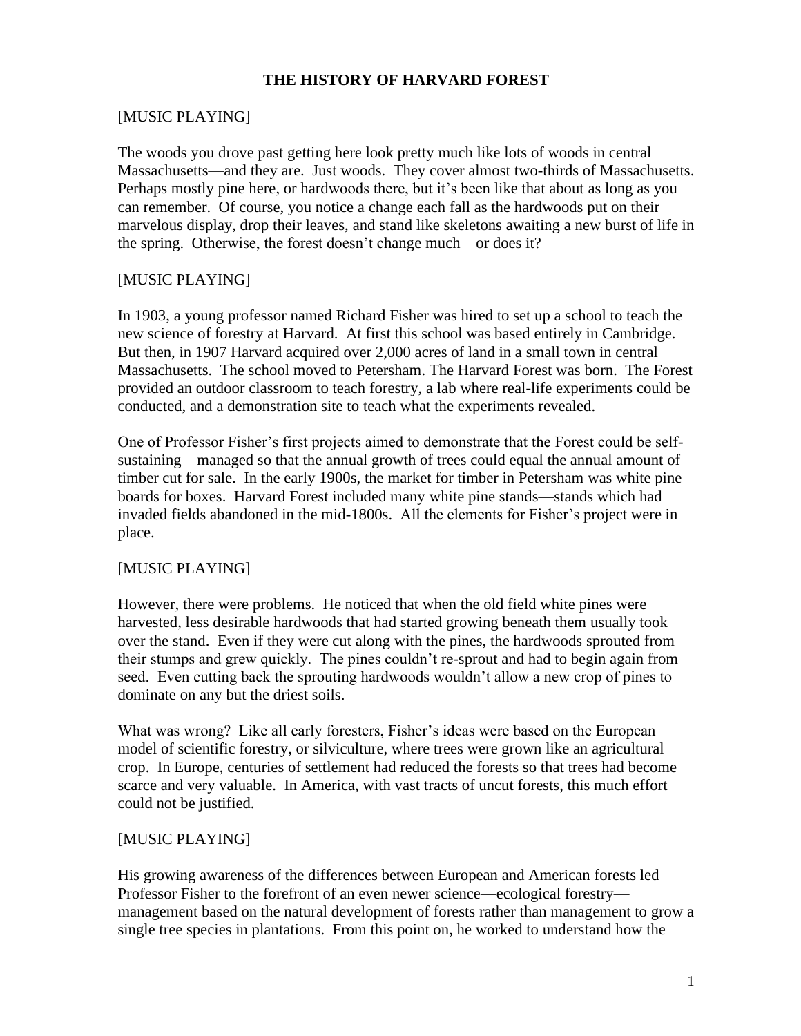# THE HISTORY OF HARVARD FOREST

[MUSIC PLAYING]

The woods you drove past getting here look pretty much like lots of woods in central Massachusetts—and they are. Just woods. They cover almost two-thirds of Massachusetts. Perhaps mostly pine here, or hardwoods there, but it's been like that about as long as you can remember. Of course, you notice a change each fall as the hardwoods put on their marvelous display, drop their leaves, and stand like skeletons awaiting a new burst of life in the spring. Otherwise, the forest doesn't change much—or does it?

[MUSIC PLAYING]

In 1903, a young professor named Richard Fisher was hired to set up a school to teach the new science of forestry at Harvard. At first this school was based entirely in Cambridge. But then, in 1907 Harvard acquired over 2,000 acres of land in a small town in central Massachusetts. The school moved to Petersham. The Harvard Forest was born. The Forest provided an outdoor classroom to teach forestry, a lab where real-life experiments could be conducted, and a demonstration site to teach what the experiments revealed.

One of Professor Fisher's first projects aimed to demonstrate that the Forest could be self-sustaining—managed so that the annual growth of trees could equal the annual amount of timber cut for sale. In the early 1900s, the market for timber in Petersham was white pine boards for boxes. Harvard Forest included many white pine stands—stands which had invaded fields abandoned in the mid-1800s. All the elements for Fisher's project were in place.

[MUSIC PLAYING]

However, there were problems. He noticed that when the old field white pines were harvested, less desirable hardwoods that had started growing beneath them usually took over the stand. Even if they were cut along with the pines, the hardwoods sprouted from their stumps and grew quickly. The pines couldn't re-sprout and had to begin again from seed. Even cutting back the sprouting hardwoods wouldn't allow a new crop of pines to dominate on any but the driest soils.

What was wrong? Like all early foresters, Fisher's ideas were based on the European model of scientific forestry, or silviculture, where trees were grown like an agricultural crop. In Europe, centuries of settlement had reduced the forests so that trees had become scarce and very valuable. In America, with vast tracts of uncut forests, this much effort could not be justified.

[MUSIC PLAYING]

His growing awareness of the differences between European and American forests led Professor Fisher to the forefront of an even newer science—ecological forestry—management based on the natural development of forests rather than management to grow a single tree species in plantations. From this point on, he worked to understand how the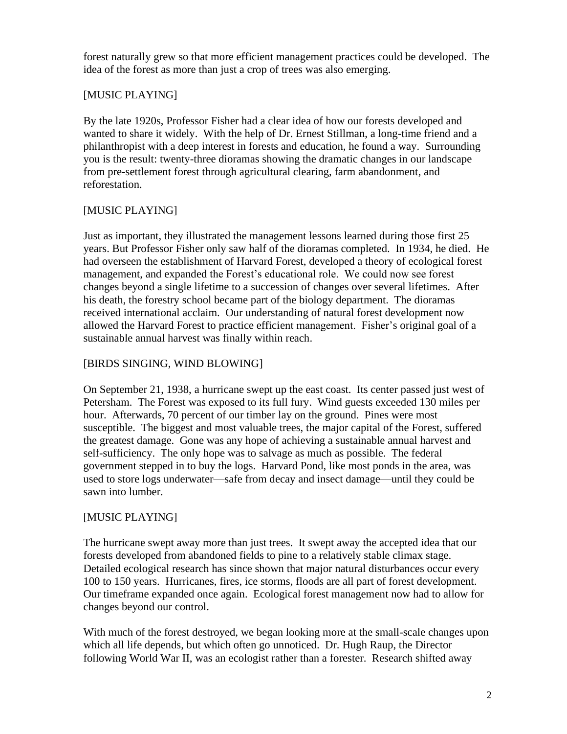forest naturally grew so that more efficient management practices could be developed. The idea of the forest as more than just a crop of trees was also emerging.

[MUSIC PLAYING]

By the late 1920s, Professor Fisher had a clear idea of how our forests developed and wanted to share it widely. With the help of Dr. Ernest Stillman, a long-time friend and a philanthropist with a deep interest in forests and education, he found a way. Surrounding you is the result: twenty-three dioramas showing the dramatic changes in our landscape from pre-settlement forest through agricultural clearing, farm abandonment, and reforestation.

[MUSIC PLAYING]

Just as important, they illustrated the management lessons learned during those first 25 years. But Professor Fisher only saw half of the dioramas completed. In 1934, he died. He had overseen the establishment of Harvard Forest, developed a theory of ecological forest management, and expanded the Forest's educational role. We could now see forest changes beyond a single lifetime to a succession of changes over several lifetimes. After his death, the forestry school became part of the biology department. The dioramas received international acclaim. Our understanding of natural forest development now allowed the Harvard Forest to practice efficient management. Fisher's original goal of a sustainable annual harvest was finally within reach.

[BIRDS SINGING, WIND BLOWING]

On September 21, 1938, a hurricane swept up the east coast. Its center passed just west of Petersham. The Forest was exposed to its full fury. Wind guests exceeded 130 miles per hour. Afterwards, 70 percent of our timber lay on the ground. Pines were most susceptible. The biggest and most valuable trees, the major capital of the Forest, suffered the greatest damage. Gone was any hope of achieving a sustainable annual harvest and self-sufficiency. The only hope was to salvage as much as possible. The federal government stepped in to buy the logs. Harvard Pond, like most ponds in the area, was used to store logs underwater—safe from decay and insect damage—until they could be sawn into lumber.

[MUSIC PLAYING]

The hurricane swept away more than just trees. It swept away the accepted idea that our forests developed from abandoned fields to pine to a relatively stable climax stage. Detailed ecological research has since shown that major natural disturbances occur every 100 to 150 years. Hurricanes, fires, ice storms, floods are all part of forest development. Our timeframe expanded once again. Ecological forest management now had to allow for changes beyond our control.

With much of the forest destroyed, we began looking more at the small-scale changes upon which all life depends, but which often go unnoticed. Dr. Hugh Raup, the Director following World War II, was an ecologist rather than a forester. Research shifted away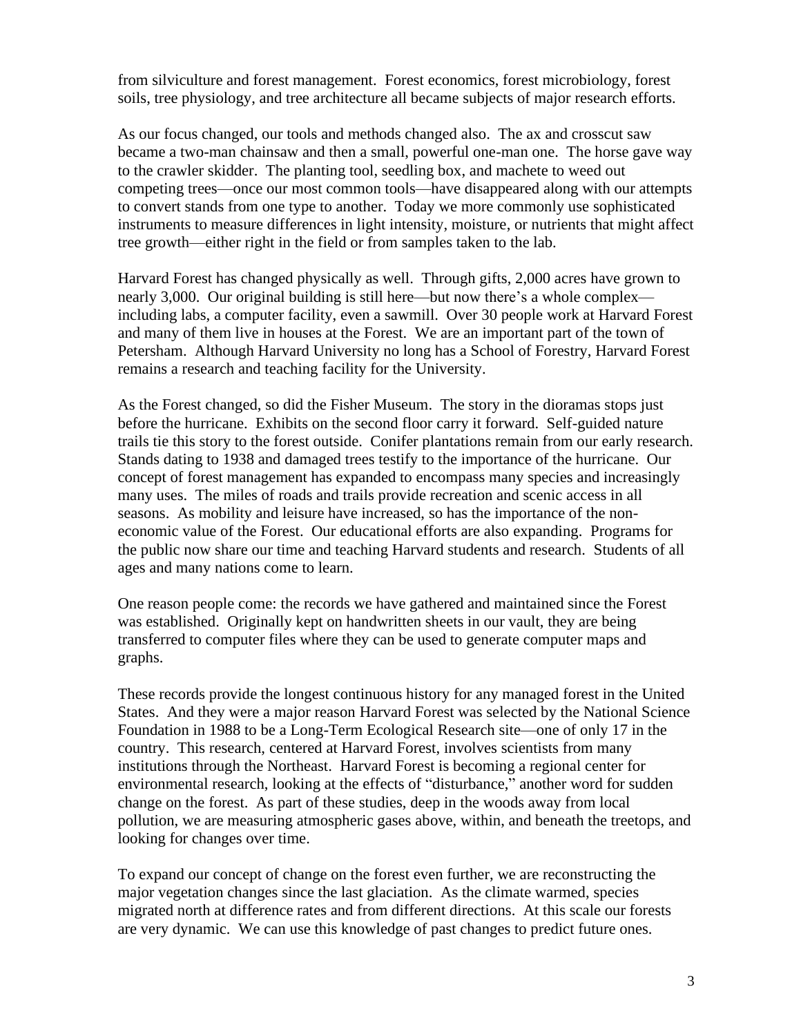from silviculture and forest management. Forest economics, forest microbiology, forest soils, tree physiology, and tree architecture all became subjects of major research efforts.

As our focus changed, our tools and methods changed also. The ax and crosscut saw became a two-man chainsaw and then a small, powerful one-man one. The horse gave way to the crawler skidder. The planting tool, seedling box, and machete to weed out competing trees—once our most common tools—have disappeared along with our attempts to convert stands from one type to another. Today we more commonly use sophisticated instruments to measure differences in light intensity, moisture, or nutrients that might affect tree growth—either right in the field or from samples taken to the lab.

Harvard Forest has changed physically as well. Through gifts, 2,000 acres have grown to nearly 3,000. Our original building is still here—but now there's a whole complex—including labs, a computer facility, even a sawmill. Over 30 people work at Harvard Forest and many of them live in houses at the Forest. We are an important part of the town of Petersham. Although Harvard University no long has a School of Forestry, Harvard Forest remains a research and teaching facility for the University.

As the Forest changed, so did the Fisher Museum. The story in the dioramas stops just before the hurricane. Exhibits on the second floor carry it forward. Self-guided nature trails tie this story to the forest outside. Conifer plantations remain from our early research. Stands dating to 1938 and damaged trees testify to the importance of the hurricane. Our concept of forest management has expanded to encompass many species and increasingly many uses. The miles of roads and trails provide recreation and scenic access in all seasons. As mobility and leisure have increased, so has the importance of the non-economic value of the Forest. Our educational efforts are also expanding. Programs for the public now share our time and teaching Harvard students and research. Students of all ages and many nations come to learn.

One reason people come: the records we have gathered and maintained since the Forest was established. Originally kept on handwritten sheets in our vault, they are being transferred to computer files where they can be used to generate computer maps and graphs.

These records provide the longest continuous history for any managed forest in the United States. And they were a major reason Harvard Forest was selected by the National Science Foundation in 1988 to be a Long-Term Ecological Research site—one of only 17 in the country. This research, centered at Harvard Forest, involves scientists from many institutions through the Northeast. Harvard Forest is becoming a regional center for environmental research, looking at the effects of "disturbance," another word for sudden change on the forest. As part of these studies, deep in the woods away from local pollution, we are measuring atmospheric gases above, within, and beneath the treetops, and looking for changes over time.

To expand our concept of change on the forest even further, we are reconstructing the major vegetation changes since the last glaciation. As the climate warmed, species migrated north at difference rates and from different directions. At this scale our forests are very dynamic. We can use this knowledge of past changes to predict future ones.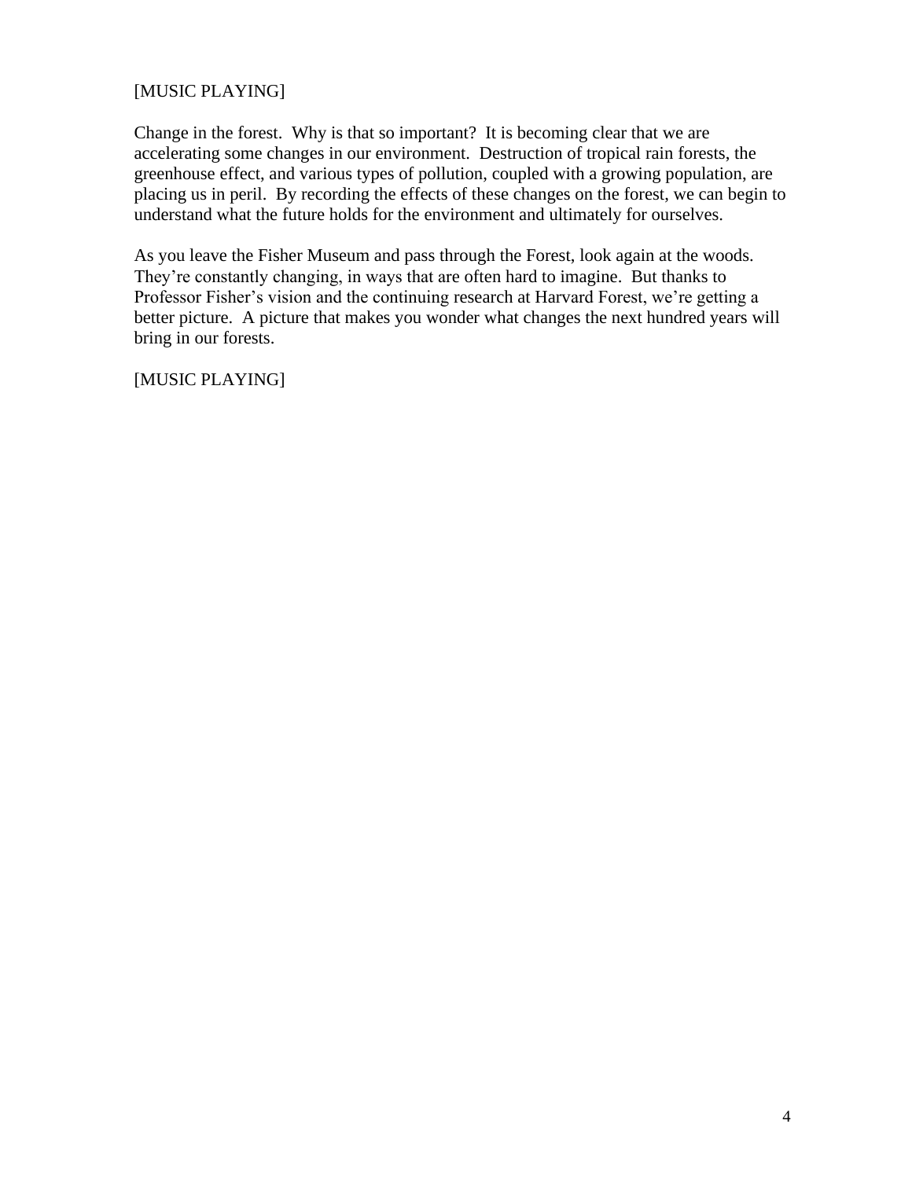[MUSIC PLAYING]

Change in the forest.  Why is that so important?  It is becoming clear that we are accelerating some changes in our environment.  Destruction of tropical rain forests, the greenhouse effect, and various types of pollution, coupled with a growing population, are placing us in peril.  By recording the effects of these changes on the forest, we can begin to understand what the future holds for the environment and ultimately for ourselves.

As you leave the Fisher Museum and pass through the Forest, look again at the woods. They're constantly changing, in ways that are often hard to imagine.  But thanks to Professor Fisher's vision and the continuing research at Harvard Forest, we're getting a better picture.  A picture that makes you wonder what changes the next hundred years will bring in our forests.

[MUSIC PLAYING]